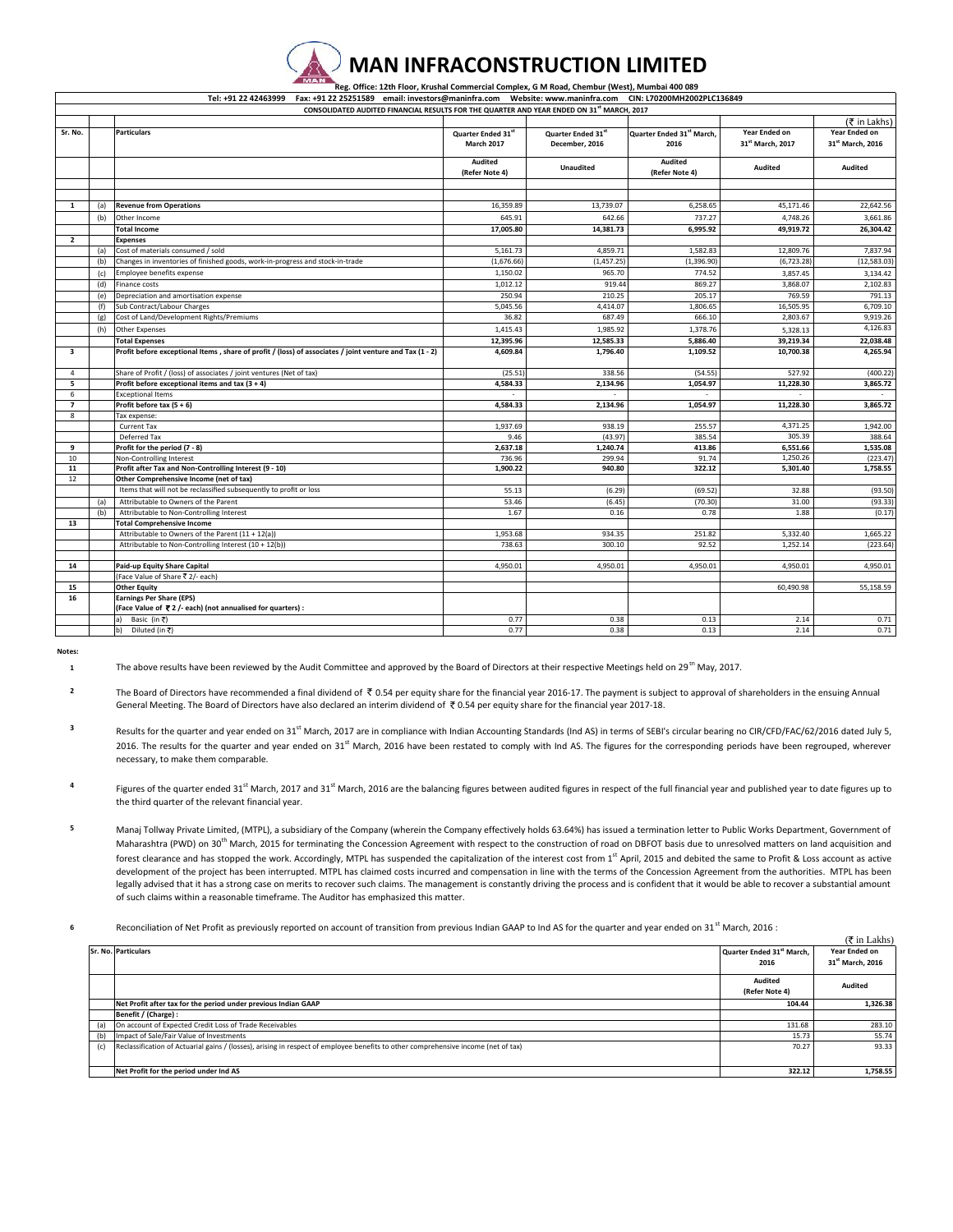# MAN INFRACONSTRUCTION LIMITED

Reg. Office: 12th Floor, Krushal Commercial Complex, G M Road, Chembur (West), Mumbai 400 089

Tel: +91 22 42463999 Fax: +91 22 25251589 email: investors@maninfra.com Website: www.maninfra.com CIN: L70200MH2002PLC136849

**CONSOLIDATED AUDITED FINANCIAL RESULTS FOR THE QUARTER AND YEAR ENDED ON 31st MARCH, 2017**

(₹ in Lakhs)

| Sr. No. | | Particulars | Quarter Ended 31st March 2017 | Quarter Ended 31st December, 2016 | Quarter Ended 31st March, 2016 | Year Ended on 31st March, 2017 | Year Ended on 31st March, 2016 |
|---|---|---|---|---|---|---|---|
| | | | Audited (Refer Note 4) | Unaudited | Audited (Refer Note 4) | Audited | Audited |
| 1 | (a) | **Revenue from Operations** | 16,359.89 | 13,739.07 | 6,258.65 | 45,171.46 | 22,642.56 |
| | (b) | Other Income | 645.91 | 642.66 | 737.27 | 4,748.26 | 3,661.86 |
| | | **Total Income** | **17,005.80** | **14,381.73** | **6,995.92** | **49,919.72** | **26,304.42** |
| 2 | | **Expenses** | | | | | |
| | (a) | Cost of materials consumed / sold | 5,161.73 | 4,859.71 | 1,582.83 | 12,809.76 | 7,837.94 |
| | (b) | Changes in inventories of finished goods, work-in-progress and stock-in-trade | (1,676.66) | (1,457.25) | (1,396.90) | (6,723.28) | (12,583.03) |
| | (c) | Employee benefits expense | 1,150.02 | 965.70 | 774.52 | 3,857.45 | 3,134.42 |
| | (d) | Finance costs | 1,012.12 | 919.44 | 869.27 | 3,868.07 | 2,102.83 |
| | (e) | Depreciation and amortisation expense | 250.94 | 210.25 | 205.17 | 769.59 | 791.13 |
| | (f) | Sub Contract/Labour Charges | 5,045.56 | 4,414.07 | 1,806.65 | 16,505.95 | 6,709.10 |
| | (g) | Cost of Land/Development Rights/Premiums | 36.82 | 687.49 | 666.10 | 2,803.67 | 9,919.26 |
| | (h) | Other Expenses | 1,415.43 | 1,985.92 | 1,378.76 | 5,328.13 | 4,126.83 |
| | | **Total Expenses** | **12,395.96** | **12,585.33** | **5,886.40** | **39,219.34** | **22,038.48** |
| 3 | | **Profit before exceptional Items , share of profit / (loss) of associates / joint venture and Tax (1 - 2)** | **4,609.84** | **1,796.40** | **1,109.52** | **10,700.38** | **4,265.94** |
| 4 | | Share of Profit / (loss) of associates / joint ventures (Net of tax) | (25.51) | 338.56 | (54.55) | 527.92 | (400.22) |
| 5 | | **Profit before exceptional items and tax (3 + 4)** | **4,584.33** | **2,134.96** | **1,054.97** | **11,228.30** | **3,865.72** |
| 6 | | Exceptional Items | - | - | - | - | - |
| 7 | | **Profit before tax (5 + 6)** | **4,584.33** | **2,134.96** | **1,054.97** | **11,228.30** | **3,865.72** |
| 8 | | Tax expense: | | | | | |
| | | Current Tax | 1,937.69 | 938.19 | 255.57 | 4,371.25 | 1,942.00 |
| | | Deferred Tax | 9.46 | (43.97) | 385.54 | 305.39 | 388.64 |
| 9 | | **Profit for the period (7 - 8)** | **2,637.18** | **1,240.74** | **413.86** | **6,551.66** | **1,535.08** |
| 10 | | Non-Controlling Interest | 736.96 | 299.94 | 91.74 | 1,250.26 | (223.47) |
| 11 | | **Profit after Tax and Non-Controlling Interest (9 - 10)** | **1,900.22** | **940.80** | **322.12** | **5,301.40** | **1,758.55** |
| 12 | | **Other Comprehensive Income (net of tax)** | | | | | |
| | | Items that will not be reclassified subsequently to profit or loss | 55.13 | (6.29) | (69.52) | 32.88 | (93.50) |
| | (a) | Attributable to Owners of the Parent | 53.46 | (6.45) | (70.30) | 31.00 | (93.33) |
| | (b) | Attributable to Non-Controlling Interest | 1.67 | 0.16 | 0.78 | 1.88 | (0.17) |
| 13 | | **Total Comprehensive Income** | | | | | |
| | | Attributable to Owners of the Parent (11 + 12(a)) | 1,953.68 | 934.35 | 251.82 | 5,332.40 | 1,665.22 |
| | | Attributable to Non-Controlling Interest (10 + 12(b)) | 738.63 | 300.10 | 92.52 | 1,252.14 | (223.64) |
| 14 | | **Paid-up Equity Share Capital** | 4,950.01 | 4,950.01 | 4,950.01 | 4,950.01 | 4,950.01 |
| | | (Face Value of Share ₹ 2/- each) | | | | | |
| 15 | | **Other Equity** | | | | 60,490.98 | 55,158.59 |
| 16 | | **Earnings Per Share (EPS) (Face Value of ₹ 2 /- each) (not annualised for quarters) :** | | | | | |
| | | a) Basic (in ₹) | 0.77 | 0.38 | 0.13 | 2.14 | 0.71 |
| | | b) Diluted (in ₹) | 0.77 | 0.38 | 0.13 | 2.14 | 0.71 |

**Notes:**

1. The above results have been reviewed by the Audit Committee and approved by the Board of Directors at their respective Meetings held on 29th May, 2017.

2. The Board of Directors have recommended a final dividend of ₹ 0.54 per equity share for the financial year 2016-17. The payment is subject to approval of shareholders in the ensuing Annual General Meeting. The Board of Directors have also declared an interim dividend of ₹ 0.54 per equity share for the financial year 2017-18.

3. Results for the quarter and year ended on 31st March, 2017 are in compliance with Indian Accounting Standards (Ind AS) in terms of SEBI's circular bearing no CIR/CFD/FAC/62/2016 dated July 5, 2016. The results for the quarter and year ended on 31st March, 2016 have been restated to comply with Ind AS. The figures for the corresponding periods have been regrouped, wherever necessary, to make them comparable.

4. Figures of the quarter ended 31st March, 2017 and 31st March, 2016 are the balancing figures between audited figures in respect of the full financial year and published year to date figures up to the third quarter of the relevant financial year.

5. Manaj Tollway Private Limited, (MTPL), a subsidiary of the Company (wherein the Company effectively holds 63.64%) has issued a termination letter to Public Works Department, Government of Maharashtra (PWD) on 30th March, 2015 for terminating the Concession Agreement with respect to the construction of road on DBFOT basis due to unresolved matters on land acquisition and forest clearance and has stopped the work. Accordingly, MTPL has suspended the capitalization of the interest cost from 1st April, 2015 and debited the same to Profit & Loss account as active development of the project has been interrupted. MTPL has claimed costs incurred and compensation in line with the terms of the Concession Agreement from the authorities. MTPL has been legally advised that it has a strong case on merits to recover such claims. The management is constantly driving the process and is confident that it would be able to recover a substantial amount of such claims within a reasonable timeframe. The Auditor has emphasized this matter.

6. Reconciliation of Net Profit as previously reported on account of transition from previous Indian GAAP to Ind AS for the quarter and year ended on 31st March, 2016 :

(₹ in Lakhs)

| Sr. No. | Particulars | Quarter Ended 31st March, 2016 | Year Ended on 31st March, 2016 |
|---|---|---|---|
| | | Audited (Refer Note 4) | Audited |
| | **Net Profit after tax for the period under previous Indian GAAP** | 104.44 | 1,326.38 |
| | **Benefit / (Charge) :** | | |
| (a) | On account of Expected Credit Loss of Trade Receivables | 131.68 | 283.10 |
| (b) | Impact of Sale/Fair Value of Investments | 15.73 | 55.74 |
| (c) | Reclassification of Actuarial gains / (losses), arising in respect of employee benefits to other comprehensive income (net of tax) | 70.27 | 93.33 |
| | **Net Profit for the period under Ind AS** | 322.12 | 1,758.55 |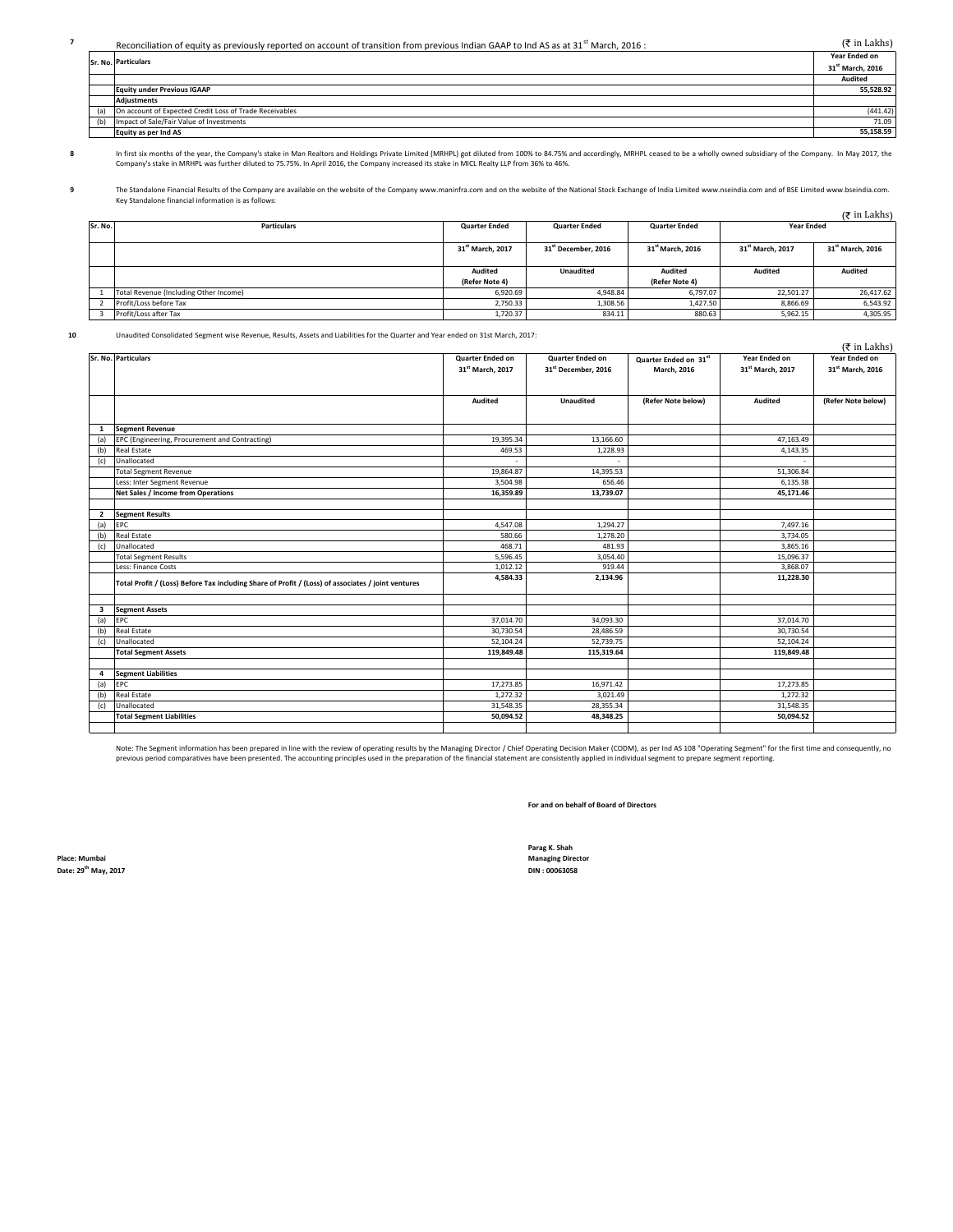7 Reconciliation of equity as previously reported on account of transition from previous Indian GAAP to Ind AS as at 31st March, 2016 :

(₹ in Lakhs)

| Sr. No. | Particulars | Year Ended on 31st March, 2016 |
|---|---|---|
| | | Audited |
| | **Equity under Previous IGAAP** | **55,528.92** |
| | **Adjustments** | |
| (a) | On account of Expected Credit Loss of Trade Receivables | (441.42) |
| (b) | Impact of Sale/Fair Value of Investments | 71.09 |
| | **Equity as per Ind AS** | **55,158.59** |

8 In first six months of the year, the Company's stake in Man Realtors and Holdings Private Limited (MRHPL) got diluted from 100% to 84.75% and accordingly, MRHPL ceased to be a wholly owned subsidiary of the Company. In May 2017, the Company's stake in MRHPL was further diluted to 75.75%. In April 2016, the Company increased its stake in MICL Realty LLP from 36% to 46%.

9 The Standalone Financial Results of the Company are available on the website of the Company www.maninfra.com and on the website of the National Stock Exchange of India Limited www.nseindia.com and of BSE Limited www.bseindia.com. Key Standalone financial information is as follows:

(₹ in Lakhs)

| Sr. No. | Particulars | Quarter Ended | Quarter Ended | Quarter Ended | Year Ended | |
|---|---|---|---|---|---|---|
| | | 31st March, 2017 | 31st December, 2016 | 31st March, 2016 | 31st March, 2017 | 31st March, 2016 |
| | | Audited (Refer Note 4) | Unaudited | Audited (Refer Note 4) | Audited | Audited |
| 1 | Total Revenue (Including Other Income) | 6,920.69 | 4,948.84 | 6,797.07 | 22,501.27 | 26,417.62 |
| 2 | Profit/Loss before Tax | 2,750.33 | 1,308.56 | 1,427.50 | 8,866.69 | 6,543.92 |
| 3 | Profit/Loss after Tax | 1,720.37 | 834.11 | 880.63 | 5,962.15 | 4,305.95 |

10 Unaudited Consolidated Segment wise Revenue, Results, Assets and Liabilities for the Quarter and Year ended on 31st March, 2017:

(₹ in Lakhs)

| Sr. No. | Particulars | Quarter Ended on 31st March, 2017 | Quarter Ended on 31st December, 2016 | Quarter Ended on 31st March, 2016 | Year Ended on 31st March, 2017 | Year Ended on 31st March, 2016 |
|---|---|---|---|---|---|---|
| | | Audited | Unaudited | (Refer Note below) | Audited | (Refer Note below) |
| **1** | **Segment Revenue** | | | | | |
| (a) | EPC (Engineering, Procurement and Contracting) | 19,395.34 | 13,166.60 | | 47,163.49 | |
| (b) | Real Estate | 469.53 | 1,228.93 | | 4,143.35 | |
| (c) | Unallocated | - | - | | - | |
| | Total Segment Revenue | 19,864.87 | 14,395.53 | | 51,306.84 | |
| | Less: Inter Segment Revenue | 3,504.98 | 656.46 | | 6,135.38 | |
| | **Net Sales / Income from Operations** | **16,359.89** | **13,739.07** | | **45,171.46** | |
| **2** | **Segment Results** | | | | | |
| (a) | EPC | 4,547.08 | 1,294.27 | | 7,497.16 | |
| (b) | Real Estate | 580.66 | 1,278.20 | | 3,734.05 | |
| (c) | Unallocated | 468.71 | 481.93 | | 3,865.16 | |
| | Total Segment Results | 5,596.45 | 3,054.40 | | 15,096.37 | |
| | Less: Finance Costs | 1,012.12 | 919.44 | | 3,868.07 | |
| | **Total Profit / (Loss) Before Tax including Share of Profit / (Loss) of associates / joint ventures** | **4,584.33** | **2,134.96** | | **11,228.30** | |
| **3** | **Segment Assets** | | | | | |
| (a) | EPC | 37,014.70 | 34,093.30 | | 37,014.70 | |
| (b) | Real Estate | 30,730.54 | 28,486.59 | | 30,730.54 | |
| (c) | Unallocated | 52,104.24 | 52,739.75 | | 52,104.24 | |
| | **Total Segment Assets** | **119,849.48** | **115,319.64** | | **119,849.48** | |
| **4** | **Segment Liabilities** | | | | | |
| (a) | EPC | 17,273.85 | 16,971.42 | | 17,273.85 | |
| (b) | Real Estate | 1,272.32 | 3,021.49 | | 1,272.32 | |
| (c) | Unallocated | 31,548.35 | 28,355.34 | | 31,548.35 | |
| | **Total Segment Liabilities** | **50,094.52** | **48,348.25** | | **50,094.52** | |

Note: The Segment information has been prepared in line with the review of operating results by the Managing Director / Chief Operating Decision Maker (CODM), as per Ind AS 108 "Operating Segment" for the first time and consequently, no previous period comparatives have been presented. The accounting principles used in the preparation of the financial statement are consistently applied in individual segment to prepare segment reporting.

**For and on behalf of Board of Directors**

**Parag K. Shah**
**Managing Director**
**DIN : 00063058**

**Place: Mumbai**
**Date: 29th May, 2017**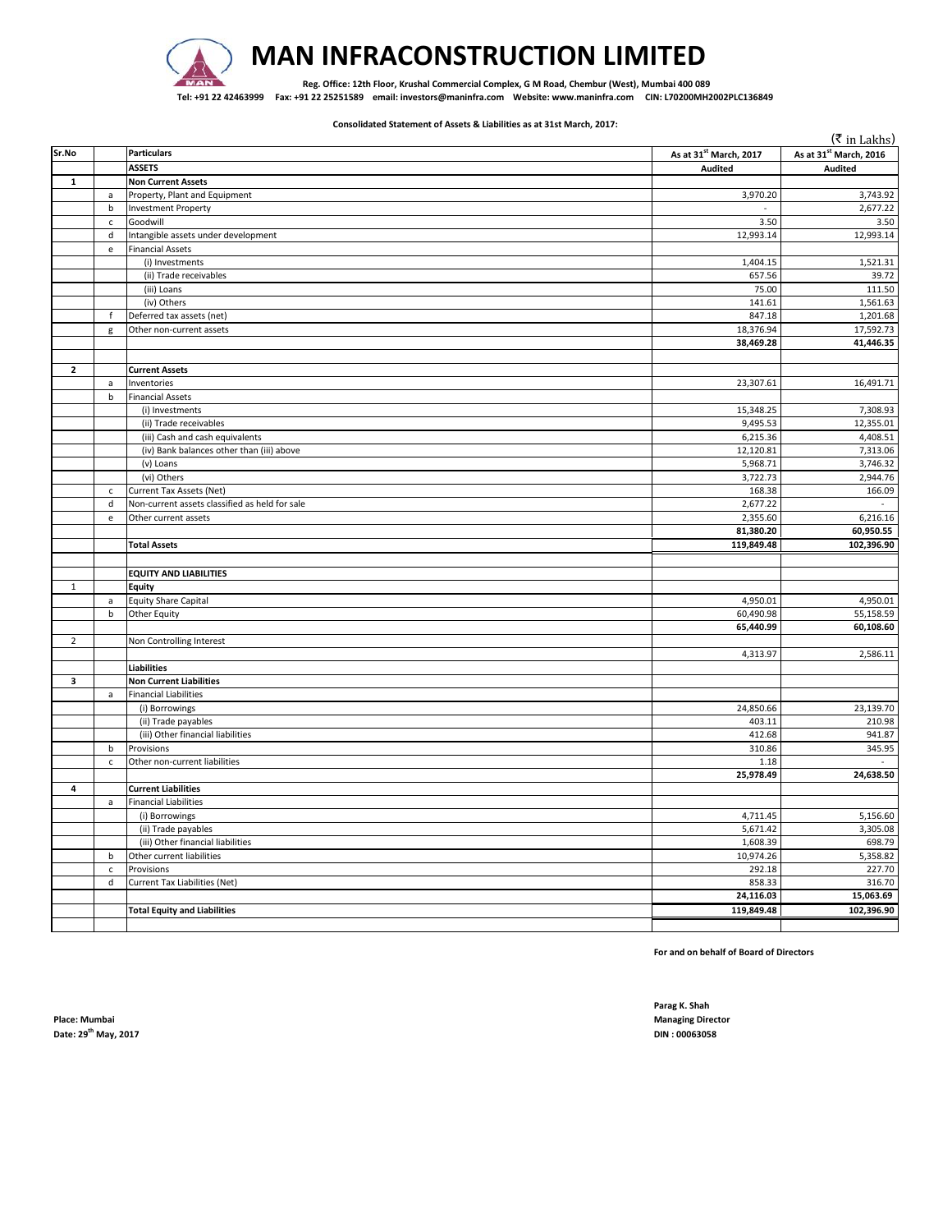# MAN INFRACONSTRUCTION LIMITED

**Reg. Office: 12th Floor, Krushal Commercial Complex, G M Road, Chembur (West), Mumbai 400 089**

**Tel: +91 22 42463999 Fax: +91 22 25251589 email: investors@maninfra.com Website: www.maninfra.com CIN: L70200MH2002PLC136849**

**Consolidated Statement of Assets & Liabilities as at 31st March, 2017:**

(₹ in Lakhs)

| Sr.No | | Particulars | As at 31st March, 2017 | As at 31st March, 2016 |
|---|---|---|---|---|
| | | **ASSETS** | **Audited** | **Audited** |
| **1** | | **Non Current Assets** | | |
| | a | Property, Plant and Equipment | 3,970.20 | 3,743.92 |
| | b | Investment Property | - | 2,677.22 |
| | c | Goodwill | 3.50 | 3.50 |
| | d | Intangible assets under development | 12,993.14 | 12,993.14 |
| | e | Financial Assets | | |
| | | (i) Investments | 1,404.15 | 1,521.31 |
| | | (ii) Trade receivables | 657.56 | 39.72 |
| | | (iii) Loans | 75.00 | 111.50 |
| | | (iv) Others | 141.61 | 1,561.63 |
| | f | Deferred tax assets (net) | 847.18 | 1,201.68 |
| | g | Other non-current assets | 18,376.94 | 17,592.73 |
| | | | **38,469.28** | **41,446.35** |
| **2** | | **Current Assets** | | |
| | a | Inventories | 23,307.61 | 16,491.71 |
| | b | Financial Assets | | |
| | | (i) Investments | 15,348.25 | 7,308.93 |
| | | (ii) Trade receivables | 9,495.53 | 12,355.01 |
| | | (iii) Cash and cash equivalents | 6,215.36 | 4,408.51 |
| | | (iv) Bank balances other than (iii) above | 12,120.81 | 7,313.06 |
| | | (v) Loans | 5,968.71 | 3,746.32 |
| | | (vi) Others | 3,722.73 | 2,944.76 |
| | c | Current Tax Assets (Net) | 168.38 | 166.09 |
| | d | Non-current assets classified as held for sale | 2,677.22 | - |
| | e | Other current assets | 2,355.60 | 6,216.16 |
| | | | **81,380.20** | **60,950.55** |
| | | **Total Assets** | **119,849.48** | **102,396.90** |
| | | **EQUITY AND LIABILITIES** | | |
| 1 | | **Equity** | | |
| | a | Equity Share Capital | 4,950.01 | 4,950.01 |
| | b | Other Equity | 60,490.98 | 55,158.59 |
| | | | **65,440.99** | **60,108.60** |
| 2 | | Non Controlling Interest | | |
| | | | 4,313.97 | 2,586.11 |
| | | **Liabilities** | | |
| **3** | | **Non Current Liabilities** | | |
| | a | Financial Liabilities | | |
| | | (i) Borrowings | 24,850.66 | 23,139.70 |
| | | (ii) Trade payables | 403.11 | 210.98 |
| | | (iii) Other financial liabilities | 412.68 | 941.87 |
| | b | Provisions | 310.86 | 345.95 |
| | c | Other non-current liabilities | 1.18 | - |
| | | | **25,978.49** | **24,638.50** |
| **4** | | **Current Liabilities** | | |
| | a | Financial Liabilities | | |
| | | (i) Borrowings | 4,711.45 | 5,156.60 |
| | | (ii) Trade payables | 5,671.42 | 3,305.08 |
| | | (iii) Other financial liabilities | 1,608.39 | 698.79 |
| | b | Other current liabilities | 10,974.26 | 5,358.82 |
| | c | Provisions | 292.18 | 227.70 |
| | d | Current Tax Liabilities (Net) | 858.33 | 316.70 |
| | | | **24,116.03** | **15,063.69** |
| | | **Total Equity and Liabilities** | **119,849.48** | **102,396.90** |

**For and on behalf of Board of Directors**

**Parag K. Shah**
**Managing Director**
**DIN : 00063058**

**Place: Mumbai**
**Date: 29th May, 2017**